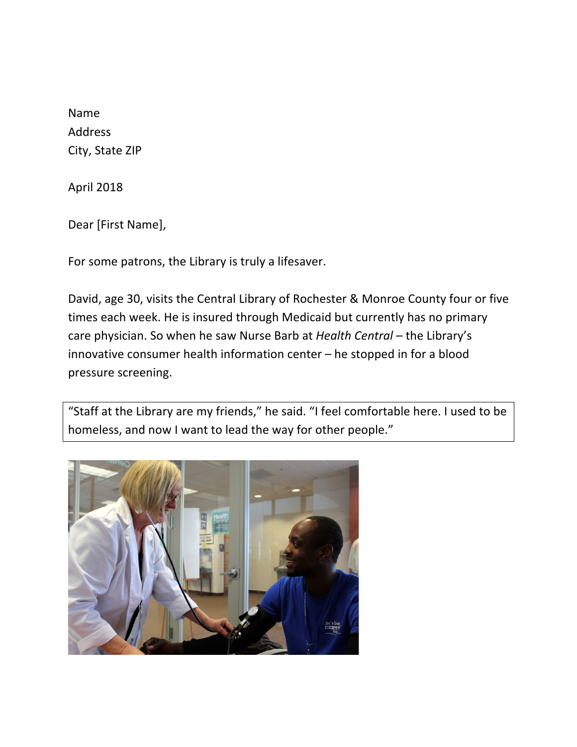Name
Address
City, State ZIP

April 2018

Dear [First Name],

For some patrons, the Library is truly a lifesaver.

David, age 30, visits the Central Library of Rochester & Monroe County four or five times each week. He is insured through Medicaid but currently has no primary care physician. So when he saw Nurse Barb at *Health Central* – the Library's innovative consumer health information center – he stopped in for a blood pressure screening.

> "Staff at the Library are my friends," he said. "I feel comfortable here. I used to be homeless, and now I want to lead the way for other people."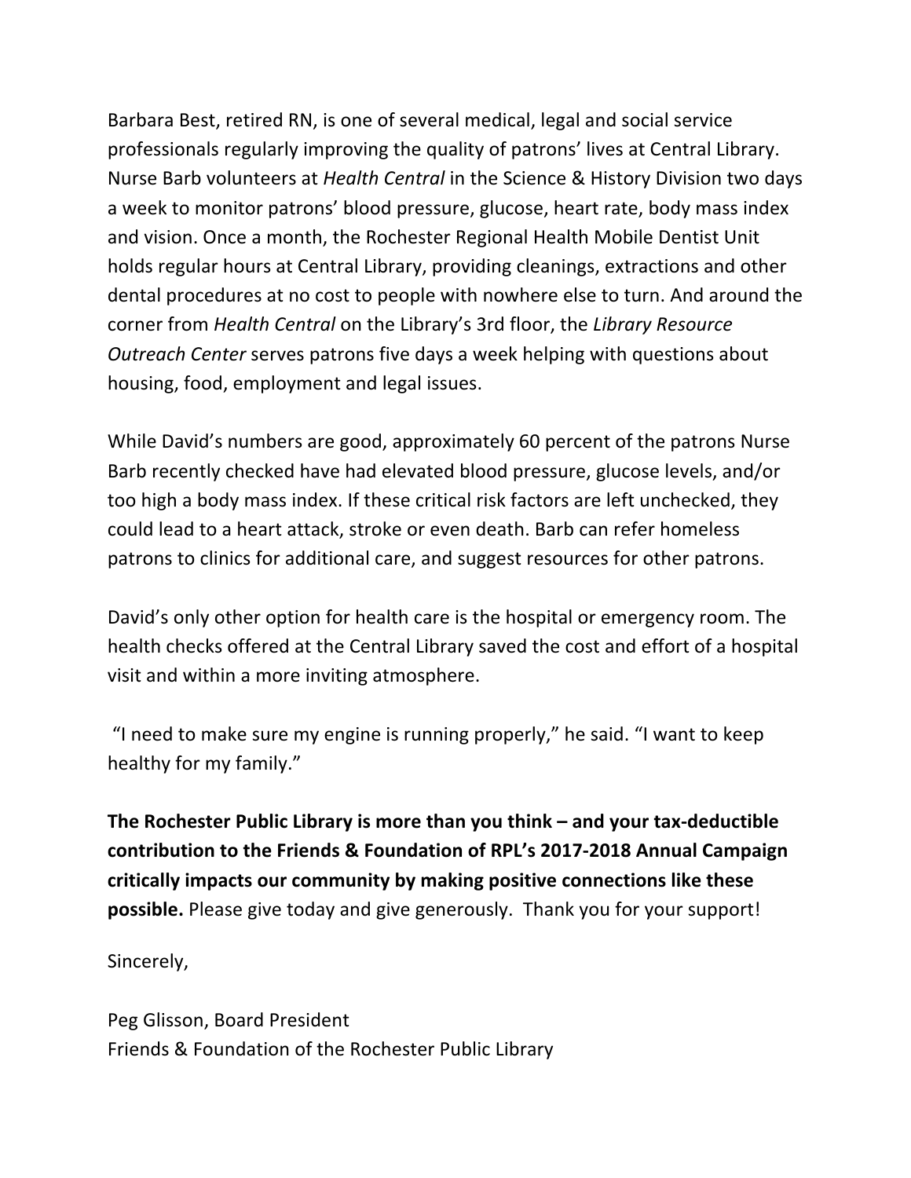Barbara Best, retired RN, is one of several medical, legal and social service professionals regularly improving the quality of patrons' lives at Central Library. Nurse Barb volunteers at *Health Central* in the Science & History Division two days a week to monitor patrons' blood pressure, glucose, heart rate, body mass index and vision. Once a month, the Rochester Regional Health Mobile Dentist Unit holds regular hours at Central Library, providing cleanings, extractions and other dental procedures at no cost to people with nowhere else to turn. And around the corner from *Health Central* on the Library's 3rd floor, the *Library Resource Outreach Center* serves patrons five days a week helping with questions about housing, food, employment and legal issues.

While David's numbers are good, approximately 60 percent of the patrons Nurse Barb recently checked have had elevated blood pressure, glucose levels, and/or too high a body mass index. If these critical risk factors are left unchecked, they could lead to a heart attack, stroke or even death. Barb can refer homeless patrons to clinics for additional care, and suggest resources for other patrons.

David's only other option for health care is the hospital or emergency room. The health checks offered at the Central Library saved the cost and effort of a hospital visit and within a more inviting atmosphere.

"I need to make sure my engine is running properly," he said. "I want to keep healthy for my family."

**The Rochester Public Library is more than you think – and your tax-deductible contribution to the Friends & Foundation of RPL's 2017-2018 Annual Campaign critically impacts our community by making positive connections like these possible.** Please give today and give generously. Thank you for your support!

Sincerely,

Peg Glisson, Board President
Friends & Foundation of the Rochester Public Library